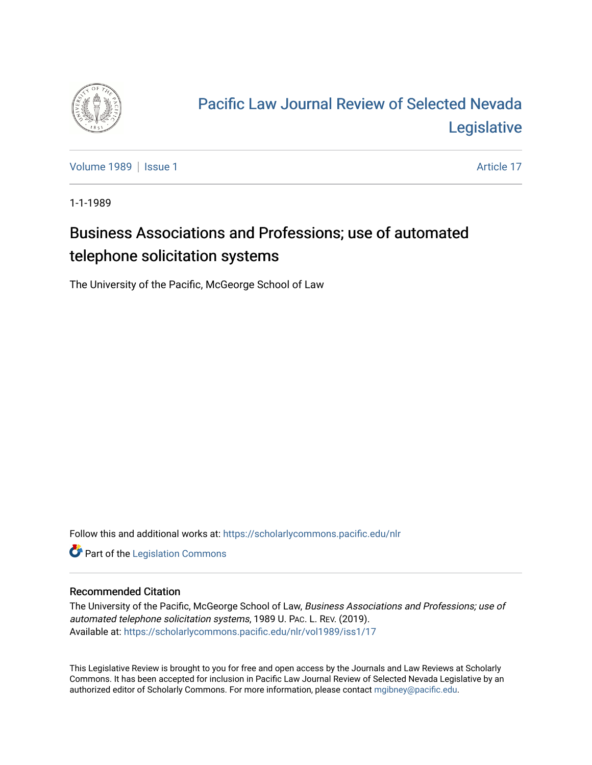# Pacific Law Journal Review of Selected Nevada Legislative

Volume 1989 | Issue 1 Article 17

1-1-1989

## Business Associations and Professions; use of automated telephone solicitation systems

The University of the Pacific, McGeorge School of Law

Follow this and additional works at: https://scholarlycommons.pacific.edu/nlr

Part of the Legislation Commons

### Recommended Citation

The University of the Pacific, McGeorge School of Law, *Business Associations and Professions; use of automated telephone solicitation systems*, 1989 U. PAC. L. REV. (2019).
Available at: https://scholarlycommons.pacific.edu/nlr/vol1989/iss1/17

This Legislative Review is brought to you for free and open access by the Journals and Law Reviews at Scholarly Commons. It has been accepted for inclusion in Pacific Law Journal Review of Selected Nevada Legislative by an authorized editor of Scholarly Commons. For more information, please contact mgibney@pacific.edu.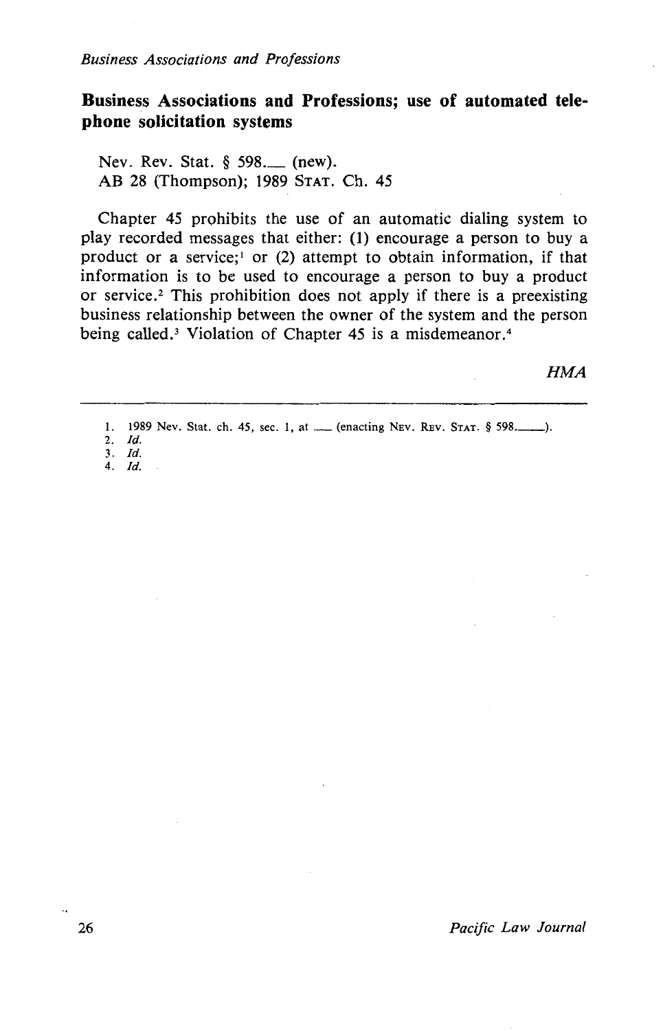## Business Associations and Professions; use of automated telephone solicitation systems

Nev. Rev. Stat. § 598.__ (new).
AB 28 (Thompson); 1989 STAT. Ch. 45

Chapter 45 prohibits the use of an automatic dialing system to play recorded messages that either: (1) encourage a person to buy a product or a service;[1] or (2) attempt to obtain information, if that information is to be used to encourage a person to buy a product or service.[2] This prohibition does not apply if there is a preexisting business relationship between the owner of the system and the person being called.[3] Violation of Chapter 45 is a misdemeanor.[4]

*HMA*

---

1. 1989 Nev. Stat. ch. 45, sec. 1, at ___ (enacting NEV. REV. STAT. § 598.____).
2. *Id.*
3. *Id.*
4. *Id.*